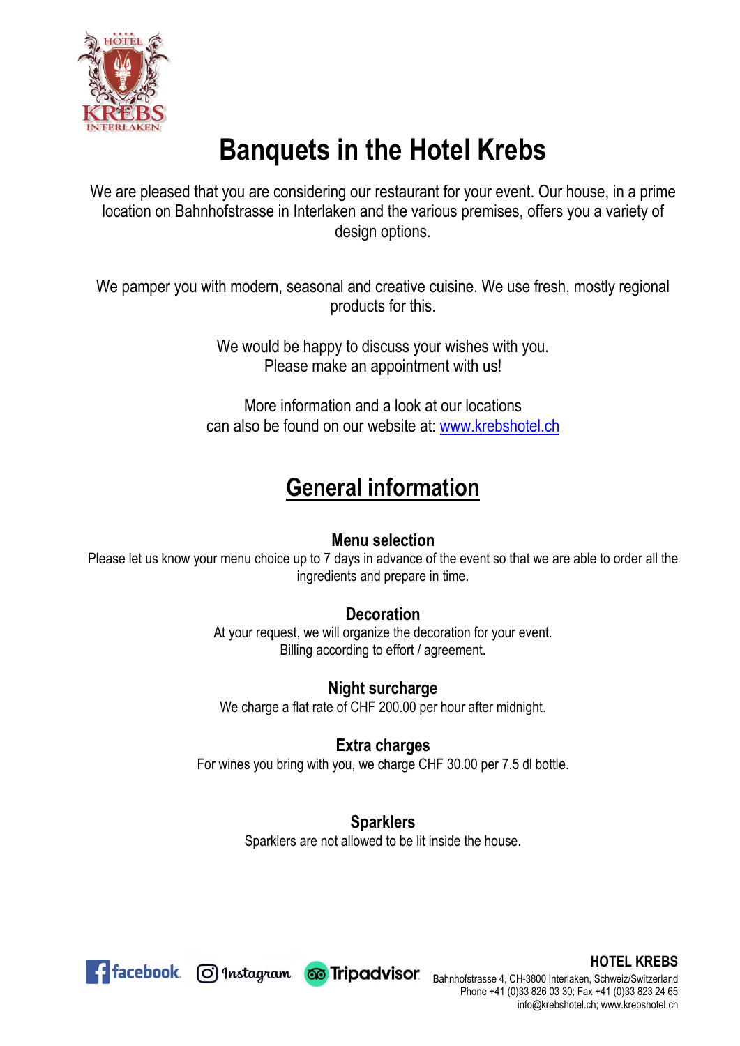# Banquets in the Hotel Krebs

We are pleased that you are considering our restaurant for your event. Our house, in a prime location on Bahnhofstrasse in Interlaken and the various premises, offers you a variety of design options.

We pamper you with modern, seasonal and creative cuisine. We use fresh, mostly regional products for this.

We would be happy to discuss your wishes with you.
Please make an appointment with us!

More information and a look at our locations
can also be found on our website at: [www.krebshotel.ch](http://www.krebshotel.ch)

## General information

### Menu selection

Please let us know your menu choice up to 7 days in advance of the event so that we are able to order all the ingredients and prepare in time.

### Decoration

At your request, we will organize the decoration for your event.
Billing according to effort / agreement.

### Night surcharge

We charge a flat rate of CHF 200.00 per hour after midnight.

### Extra charges

For wines you bring with you, we charge CHF 30.00 per 7.5 dl bottle.

### Sparklers

Sparklers are not allowed to be lit inside the house.

facebook Instagram Tripadvisor

**HOTEL KREBS**
Bahnhofstrasse 4, CH-3800 Interlaken, Schweiz/Switzerland
Phone +41 (0)33 826 03 30; Fax +41 (0)33 823 24 65
info@krebshotel.ch; www.krebshotel.ch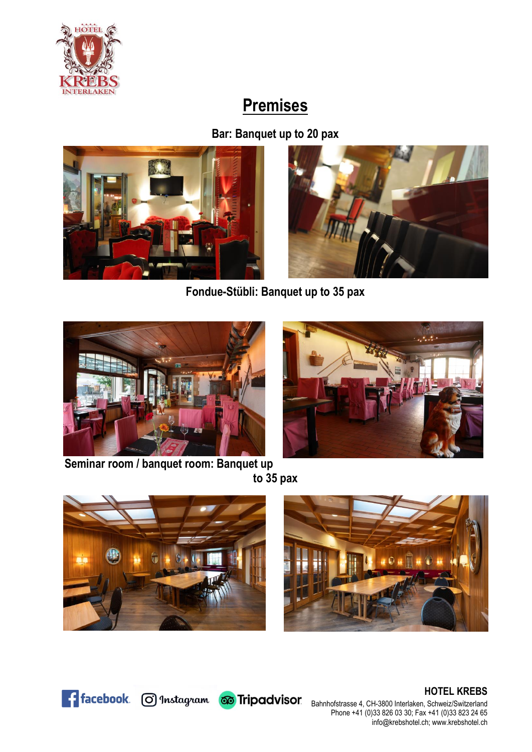# Premises

**Bar: Banquet up to 20 pax**

**Fondue-Stübli: Banquet up to 35 pax**

**Seminar room / banquet room: Banquet up to 35 pax**

**HOTEL KREBS**
Bahnhofstrasse 4, CH-3800 Interlaken, Schweiz/Switzerland
Phone +41 (0)33 826 03 30; Fax +41 (0)33 823 24 65
info@krebshotel.ch; www.krebshotel.ch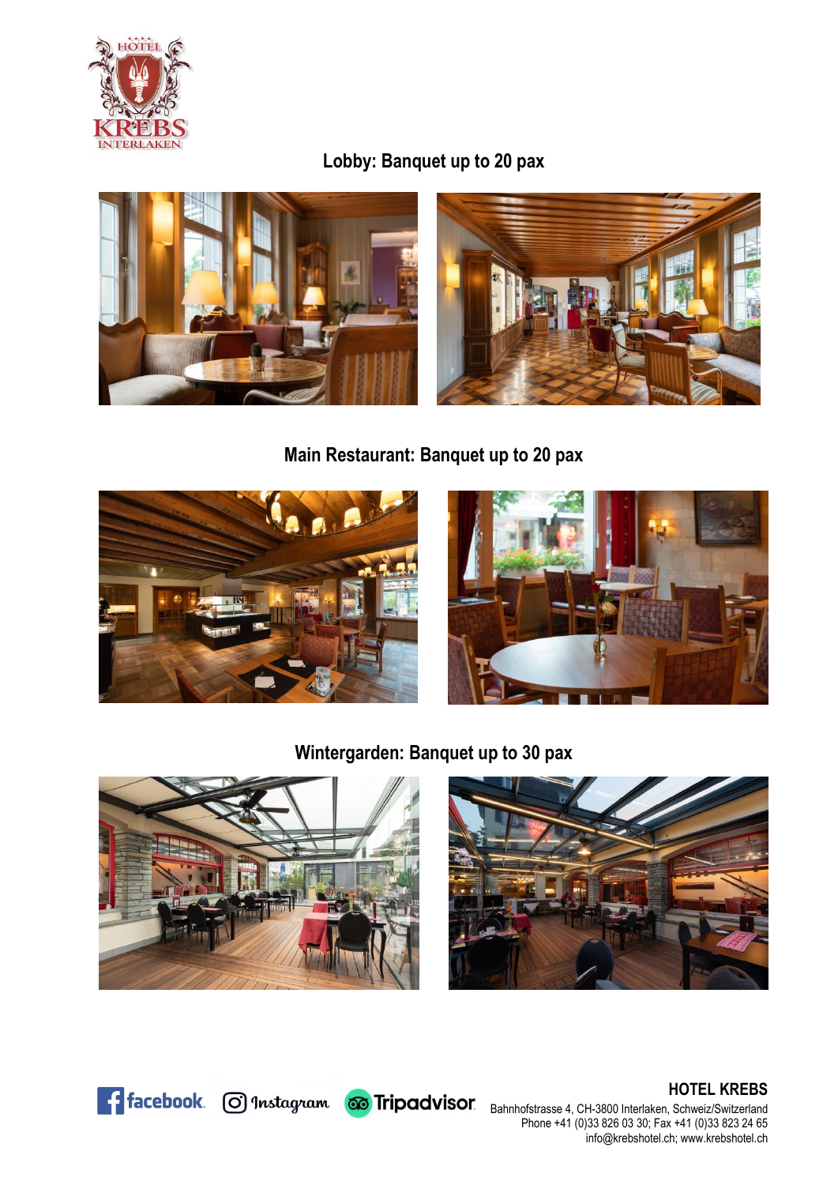## Lobby: Banquet up to 20 pax

## Main Restaurant: Banquet up to 20 pax

## Wintergarden: Banquet up to 30 pax

**HOTEL KREBS**
Bahnhofstrasse 4, CH-3800 Interlaken, Schweiz/Switzerland
Phone +41 (0)33 826 03 30; Fax +41 (0)33 823 24 65
info@krebshotel.ch; www.krebshotel.ch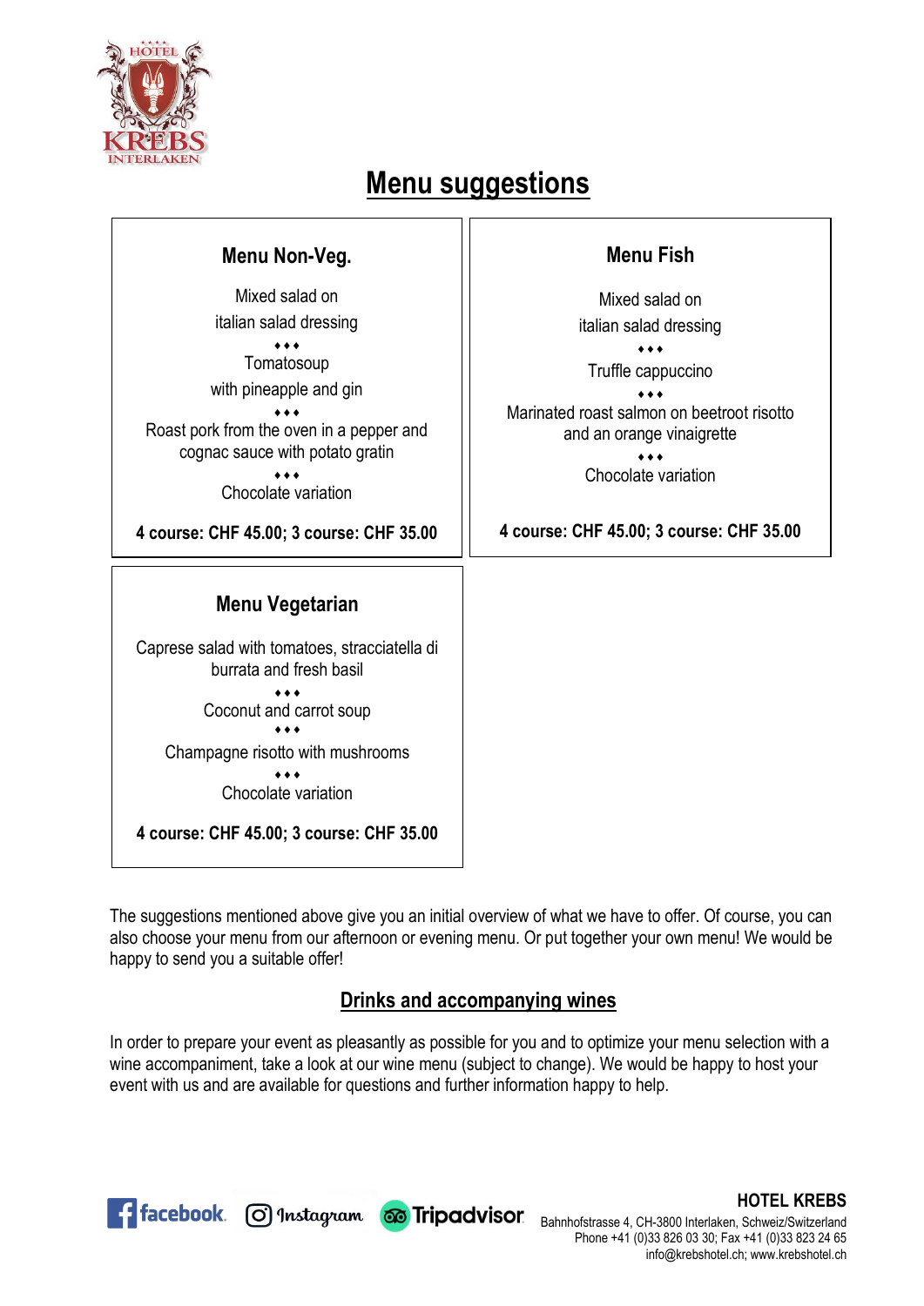# Menu suggestions

### Menu Non-Veg.

Mixed salad on
italian salad dressing

♦♦♦

Tomatosoup
with pineapple and gin

♦♦♦

Roast pork from the oven in a pepper and cognac sauce with potato gratin

♦♦♦

Chocolate variation

**4 course: CHF 45.00; 3 course: CHF 35.00**

### Menu Fish

Mixed salad on
italian salad dressing

♦♦♦

Truffle cappuccino

♦♦♦

Marinated roast salmon on beetroot risotto and an orange vinaigrette

♦♦♦

Chocolate variation

**4 course: CHF 45.00; 3 course: CHF 35.00**

### Menu Vegetarian

Caprese salad with tomatoes, stracciatella di burrata and fresh basil

♦♦♦

Coconut and carrot soup

♦♦♦

Champagne risotto with mushrooms

♦♦♦

Chocolate variation

**4 course: CHF 45.00; 3 course: CHF 35.00**

The suggestions mentioned above give you an initial overview of what we have to offer. Of course, you can also choose your menu from our afternoon or evening menu. Or put together your own menu! We would be happy to send you a suitable offer!

## Drinks and accompanying wines

In order to prepare your event as pleasantly as possible for you and to optimize your menu selection with a wine accompaniment, take a look at our wine menu (subject to change). We would be happy to host your event with us and are available for questions and further information happy to help.

facebook Instagram Tripadvisor

**HOTEL KREBS**
Bahnhofstrasse 4, CH-3800 Interlaken, Schweiz/Switzerland
Phone +41 (0)33 826 03 30; Fax +41 (0)33 823 24 65
info@krebshotel.ch; www.krebshotel.ch